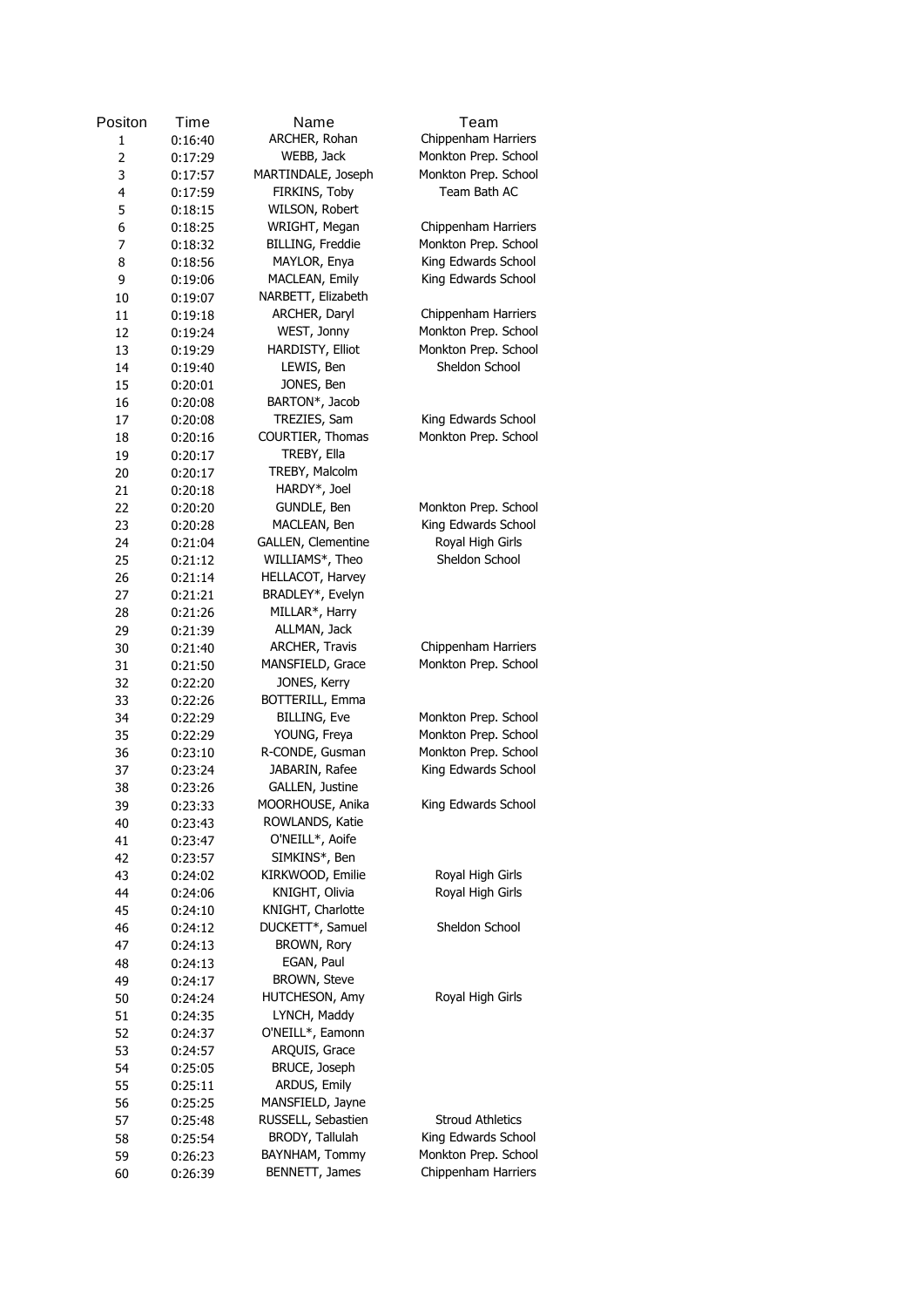| Positon | Time | Name | Team |
|---|---|---|---|
| 1 | 0:16:40 | ARCHER, Rohan | Chippenham Harriers |
| 2 | 0:17:29 | WEBB, Jack | Monkton Prep. School |
| 3 | 0:17:57 | MARTINDALE, Joseph | Monkton Prep. School |
| 4 | 0:17:59 | FIRKINS, Toby | Team Bath AC |
| 5 | 0:18:15 | WILSON, Robert | |
| 6 | 0:18:25 | WRIGHT, Megan | Chippenham Harriers |
| 7 | 0:18:32 | BILLING, Freddie | Monkton Prep. School |
| 8 | 0:18:56 | MAYLOR, Enya | King Edwards School |
| 9 | 0:19:06 | MACLEAN, Emily | King Edwards School |
| 10 | 0:19:07 | NARBETT, Elizabeth | |
| 11 | 0:19:18 | ARCHER, Daryl | Chippenham Harriers |
| 12 | 0:19:24 | WEST, Jonny | Monkton Prep. School |
| 13 | 0:19:29 | HARDISTY, Elliot | Monkton Prep. School |
| 14 | 0:19:40 | LEWIS, Ben | Sheldon School |
| 15 | 0:20:01 | JONES, Ben | |
| 16 | 0:20:08 | BARTON*, Jacob | |
| 17 | 0:20:08 | TREZIES, Sam | King Edwards School |
| 18 | 0:20:16 | COURTIER, Thomas | Monkton Prep. School |
| 19 | 0:20:17 | TREBY, Ella | |
| 20 | 0:20:17 | TREBY, Malcolm | |
| 21 | 0:20:18 | HARDY*, Joel | |
| 22 | 0:20:20 | GUNDLE, Ben | Monkton Prep. School |
| 23 | 0:20:28 | MACLEAN, Ben | King Edwards School |
| 24 | 0:21:04 | GALLEN, Clementine | Royal High Girls |
| 25 | 0:21:12 | WILLIAMS*, Theo | Sheldon School |
| 26 | 0:21:14 | HELLACOT, Harvey | |
| 27 | 0:21:21 | BRADLEY*, Evelyn | |
| 28 | 0:21:26 | MILLAR*, Harry | |
| 29 | 0:21:39 | ALLMAN, Jack | |
| 30 | 0:21:40 | ARCHER, Travis | Chippenham Harriers |
| 31 | 0:21:50 | MANSFIELD, Grace | Monkton Prep. School |
| 32 | 0:22:20 | JONES, Kerry | |
| 33 | 0:22:26 | BOTTERILL, Emma | |
| 34 | 0:22:29 | BILLING, Eve | Monkton Prep. School |
| 35 | 0:22:29 | YOUNG, Freya | Monkton Prep. School |
| 36 | 0:23:10 | R-CONDE, Gusman | Monkton Prep. School |
| 37 | 0:23:24 | JABARIN, Rafee | King Edwards School |
| 38 | 0:23:26 | GALLEN, Justine | |
| 39 | 0:23:33 | MOORHOUSE, Anika | King Edwards School |
| 40 | 0:23:43 | ROWLANDS, Katie | |
| 41 | 0:23:47 | O'NEILL*, Aoife | |
| 42 | 0:23:57 | SIMKINS*, Ben | |
| 43 | 0:24:02 | KIRKWOOD, Emilie | Royal High Girls |
| 44 | 0:24:06 | KNIGHT, Olivia | Royal High Girls |
| 45 | 0:24:10 | KNIGHT, Charlotte | |
| 46 | 0:24:12 | DUCKETT*, Samuel | Sheldon School |
| 47 | 0:24:13 | BROWN, Rory | |
| 48 | 0:24:13 | EGAN, Paul | |
| 49 | 0:24:17 | BROWN, Steve | |
| 50 | 0:24:24 | HUTCHESON, Amy | Royal High Girls |
| 51 | 0:24:35 | LYNCH, Maddy | |
| 52 | 0:24:37 | O'NEILL*, Eamonn | |
| 53 | 0:24:57 | ARQUIS, Grace | |
| 54 | 0:25:05 | BRUCE, Joseph | |
| 55 | 0:25:11 | ARDUS, Emily | |
| 56 | 0:25:25 | MANSFIELD, Jayne | |
| 57 | 0:25:48 | RUSSELL, Sebastien | Stroud Athletics |
| 58 | 0:25:54 | BRODY, Tallulah | King Edwards School |
| 59 | 0:26:23 | BAYNHAM, Tommy | Monkton Prep. School |
| 60 | 0:26:39 | BENNETT, James | Chippenham Harriers |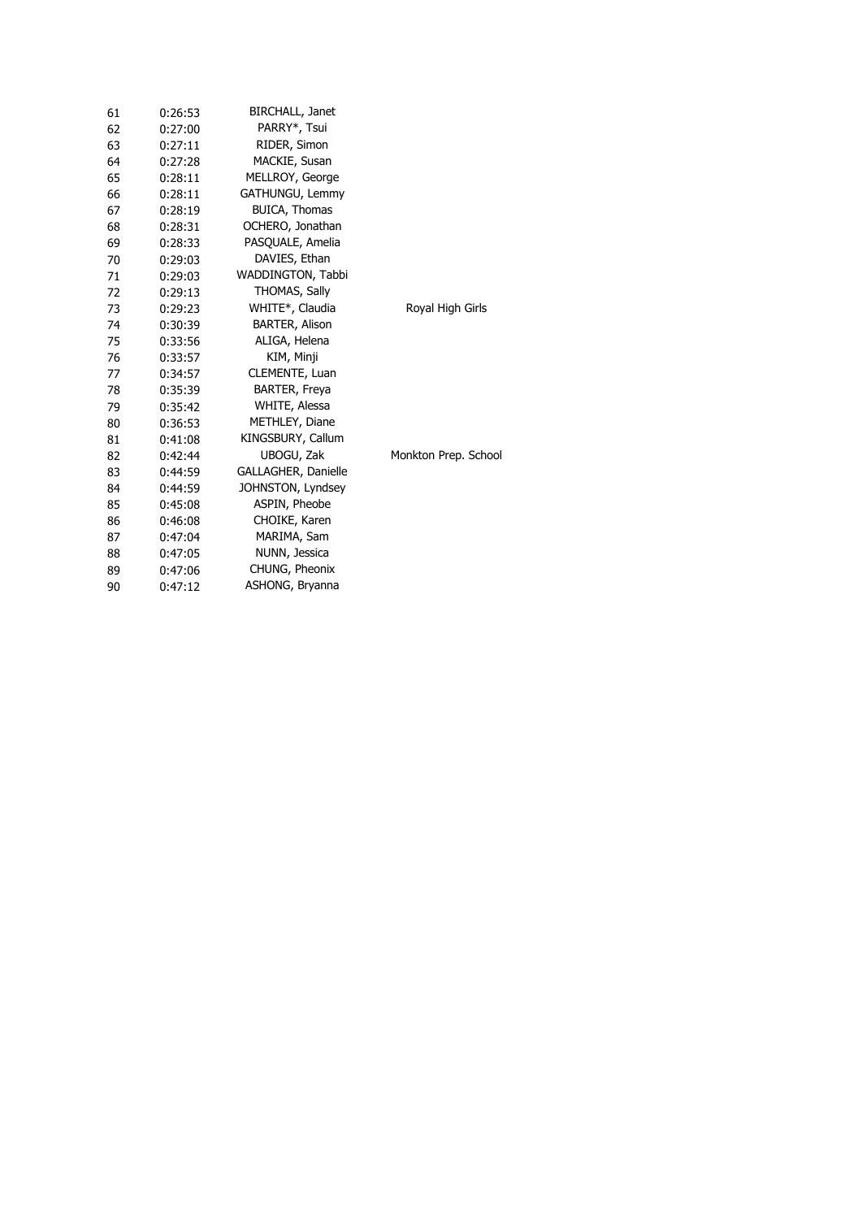| | | | |
|---|---|---|---|
| 61 | 0:26:53 | BIRCHALL, Janet | |
| 62 | 0:27:00 | PARRY*, Tsui | |
| 63 | 0:27:11 | RIDER, Simon | |
| 64 | 0:27:28 | MACKIE, Susan | |
| 65 | 0:28:11 | MELLROY, George | |
| 66 | 0:28:11 | GATHUNGU, Lemmy | |
| 67 | 0:28:19 | BUICA, Thomas | |
| 68 | 0:28:31 | OCHERO, Jonathan | |
| 69 | 0:28:33 | PASQUALE, Amelia | |
| 70 | 0:29:03 | DAVIES, Ethan | |
| 71 | 0:29:03 | WADDINGTON, Tabbi | |
| 72 | 0:29:13 | THOMAS, Sally | |
| 73 | 0:29:23 | WHITE*, Claudia | Royal High Girls |
| 74 | 0:30:39 | BARTER, Alison | |
| 75 | 0:33:56 | ALIGA, Helena | |
| 76 | 0:33:57 | KIM, Minji | |
| 77 | 0:34:57 | CLEMENTE, Luan | |
| 78 | 0:35:39 | BARTER, Freya | |
| 79 | 0:35:42 | WHITE, Alessa | |
| 80 | 0:36:53 | METHLEY, Diane | |
| 81 | 0:41:08 | KINGSBURY, Callum | |
| 82 | 0:42:44 | UBOGU, Zak | Monkton Prep. School |
| 83 | 0:44:59 | GALLAGHER, Danielle | |
| 84 | 0:44:59 | JOHNSTON, Lyndsey | |
| 85 | 0:45:08 | ASPIN, Pheobe | |
| 86 | 0:46:08 | CHOIKE, Karen | |
| 87 | 0:47:04 | MARIMA, Sam | |
| 88 | 0:47:05 | NUNN, Jessica | |
| 89 | 0:47:06 | CHUNG, Pheonix | |
| 90 | 0:47:12 | ASHONG, Bryanna | |